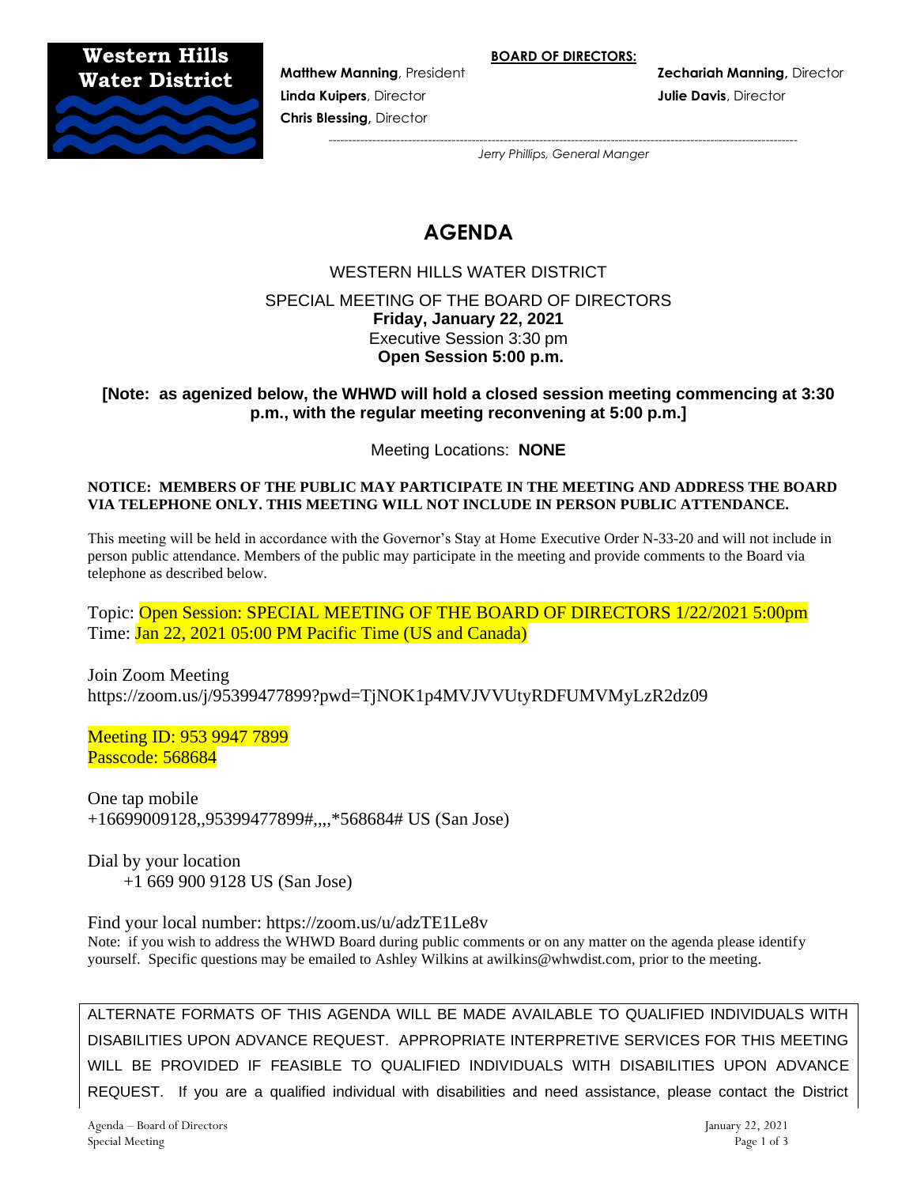**Western Hills Water District**

**BOARD OF DIRECTORS:**

**Matthew Manning**, President
**Linda Kuipers**, Director
**Chris Blessing**, Director
**Zechariah Manning**, Director
**Julie Davis**, Director

*Jerry Phillips, General Manger*

# AGENDA

WESTERN HILLS WATER DISTRICT

SPECIAL MEETING OF THE BOARD OF DIRECTORS
**Friday, January 22, 2021**
Executive Session 3:30 pm
**Open Session 5:00 p.m.**

**[Note: as agenized below, the WHWD will hold a closed session meeting commencing at 3:30 p.m., with the regular meeting reconvening at 5:00 p.m.]**

Meeting Locations: **NONE**

**NOTICE: MEMBERS OF THE PUBLIC MAY PARTICIPATE IN THE MEETING AND ADDRESS THE BOARD VIA TELEPHONE ONLY. THIS MEETING WILL NOT INCLUDE IN PERSON PUBLIC ATTENDANCE.**

This meeting will be held in accordance with the Governor's Stay at Home Executive Order N-33-20 and will not include in person public attendance. Members of the public may participate in the meeting and provide comments to the Board via telephone as described below.

Topic: Open Session: SPECIAL MEETING OF THE BOARD OF DIRECTORS 1/22/2021 5:00pm
Time: Jan 22, 2021 05:00 PM Pacific Time (US and Canada)

Join Zoom Meeting
https://zoom.us/j/95399477899?pwd=TjNOK1p4MVJVVUtyRDFUMVMyLzR2dz09

Meeting ID: 953 9947 7899
Passcode: 568684

One tap mobile
+16699009128,,95399477899#,,,,*568684# US (San Jose)

Dial by your location
+1 669 900 9128 US (San Jose)

Find your local number: https://zoom.us/u/adzTE1Le8v
Note: if you wish to address the WHWD Board during public comments or on any matter on the agenda please identify yourself. Specific questions may be emailed to Ashley Wilkins at awilkins@whwdist.com, prior to the meeting.

ALTERNATE FORMATS OF THIS AGENDA WILL BE MADE AVAILABLE TO QUALIFIED INDIVIDUALS WITH DISABILITIES UPON ADVANCE REQUEST. APPROPRIATE INTERPRETIVE SERVICES FOR THIS MEETING WILL BE PROVIDED IF FEASIBLE TO QUALIFIED INDIVIDUALS WITH DISABILITIES UPON ADVANCE REQUEST. If you are a qualified individual with disabilities and need assistance, please contact the District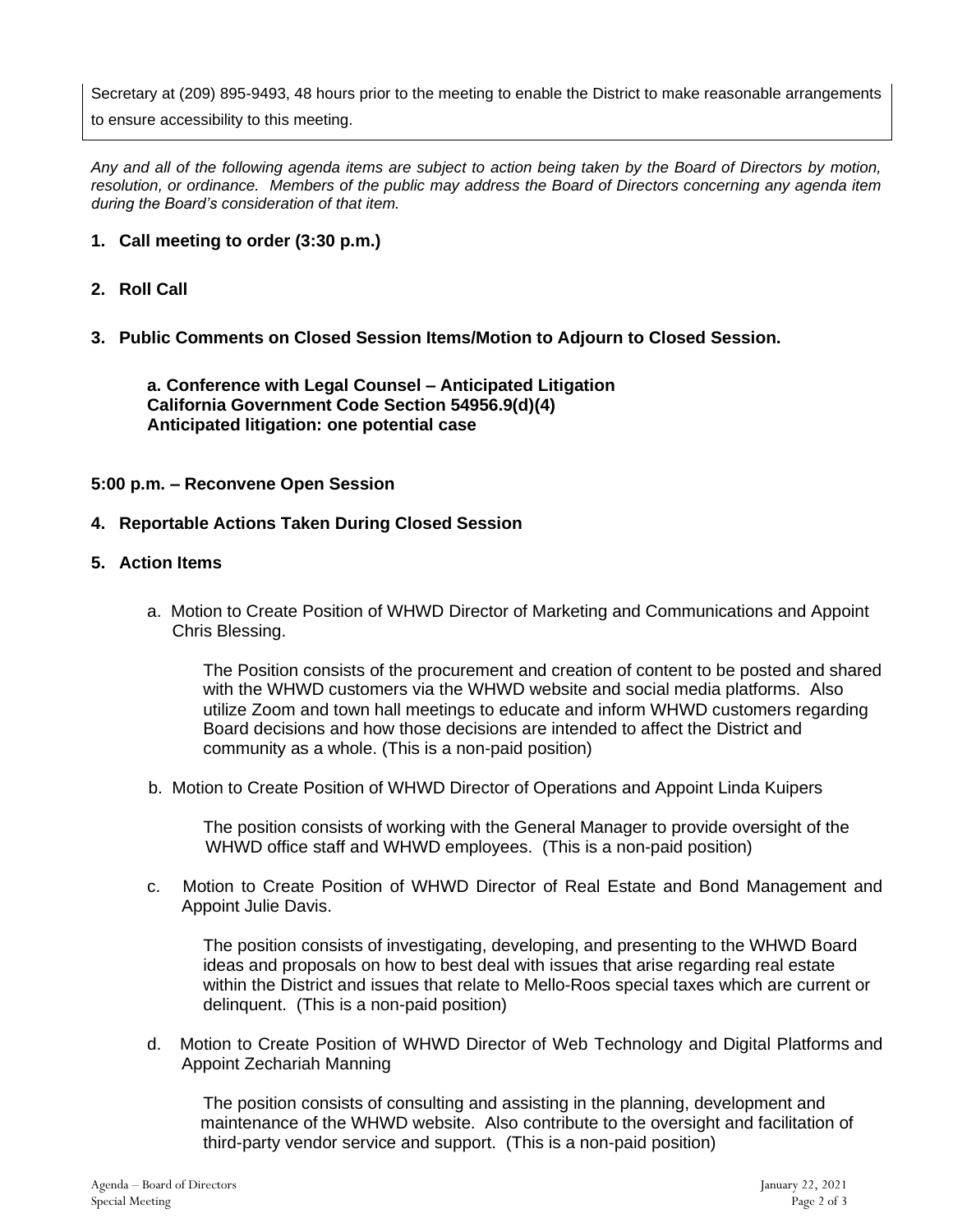Secretary at (209) 895-9493, 48 hours prior to the meeting to enable the District to make reasonable arrangements to ensure accessibility to this meeting.

*Any and all of the following agenda items are subject to action being taken by the Board of Directors by motion, resolution, or ordinance. Members of the public may address the Board of Directors concerning any agenda item during the Board's consideration of that item.*

**1. Call meeting to order (3:30 p.m.)**

**2. Roll Call**

**3. Public Comments on Closed Session Items/Motion to Adjourn to Closed Session.**

**a. Conference with Legal Counsel – Anticipated Litigation**
**California Government Code Section 54956.9(d)(4)**
**Anticipated litigation: one potential case**

**5:00 p.m. – Reconvene Open Session**

**4. Reportable Actions Taken During Closed Session**

**5. Action Items**

a. Motion to Create Position of WHWD Director of Marketing and Communications and Appoint Chris Blessing.

The Position consists of the procurement and creation of content to be posted and shared with the WHWD customers via the WHWD website and social media platforms. Also utilize Zoom and town hall meetings to educate and inform WHWD customers regarding Board decisions and how those decisions are intended to affect the District and community as a whole. (This is a non-paid position)

b. Motion to Create Position of WHWD Director of Operations and Appoint Linda Kuipers

The position consists of working with the General Manager to provide oversight of the WHWD office staff and WHWD employees. (This is a non-paid position)

c. Motion to Create Position of WHWD Director of Real Estate and Bond Management and Appoint Julie Davis.

The position consists of investigating, developing, and presenting to the WHWD Board ideas and proposals on how to best deal with issues that arise regarding real estate within the District and issues that relate to Mello-Roos special taxes which are current or delinquent. (This is a non-paid position)

d. Motion to Create Position of WHWD Director of Web Technology and Digital Platforms and Appoint Zechariah Manning

The position consists of consulting and assisting in the planning, development and maintenance of the WHWD website. Also contribute to the oversight and facilitation of third-party vendor service and support. (This is a non-paid position)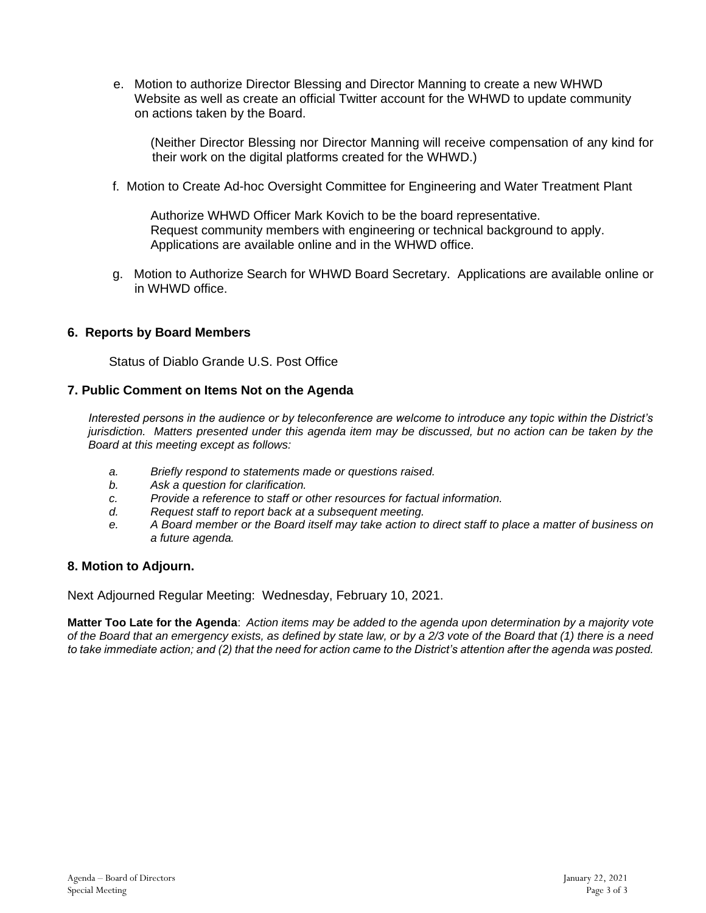e. Motion to authorize Director Blessing and Director Manning to create a new WHWD Website as well as create an official Twitter account for the WHWD to update community on actions taken by the Board.

   (Neither Director Blessing nor Director Manning will receive compensation of any kind for their work on the digital platforms created for the WHWD.)

f. Motion to Create Ad-hoc Oversight Committee for Engineering and Water Treatment Plant

   Authorize WHWD Officer Mark Kovich to be the board representative.
   Request community members with engineering or technical background to apply.
   Applications are available online and in the WHWD office.

g. Motion to Authorize Search for WHWD Board Secretary. Applications are available online or in WHWD office.

## 6. Reports by Board Members

Status of Diablo Grande U.S. Post Office

## 7. Public Comment on Items Not on the Agenda

*Interested persons in the audience or by teleconference are welcome to introduce any topic within the District's jurisdiction. Matters presented under this agenda item may be discussed, but no action can be taken by the Board at this meeting except as follows:*

*a. Briefly respond to statements made or questions raised.*
*b. Ask a question for clarification.*
*c. Provide a reference to staff or other resources for factual information.*
*d. Request staff to report back at a subsequent meeting.*
*e. A Board member or the Board itself may take action to direct staff to place a matter of business on a future agenda.*

## 8. Motion to Adjourn.

Next Adjourned Regular Meeting: Wednesday, February 10, 2021.

**Matter Too Late for the Agenda**: *Action items may be added to the agenda upon determination by a majority vote of the Board that an emergency exists, as defined by state law, or by a 2/3 vote of the Board that (1) there is a need to take immediate action; and (2) that the need for action came to the District's attention after the agenda was posted.*